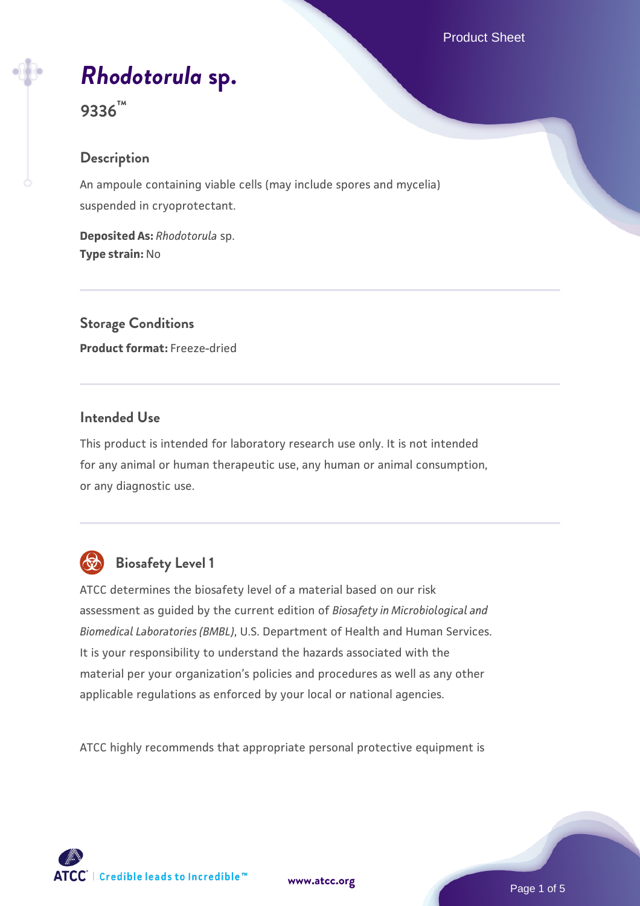# *Rhodotorula* sp.

**9336™**

## Description

An ampoule containing viable cells (may include spores and mycelia) suspended in cryoprotectant.

**Deposited As:** *Rhodotorula* sp.
**Type strain:** No

## Storage Conditions

**Product format:** Freeze-dried

## Intended Use

This product is intended for laboratory research use only. It is not intended for any animal or human therapeutic use, any human or animal consumption, or any diagnostic use.

## Biosafety Level 1

ATCC determines the biosafety level of a material based on our risk assessment as guided by the current edition of *Biosafety in Microbiological and Biomedical Laboratories (BMBL)*, U.S. Department of Health and Human Services. It is your responsibility to understand the hazards associated with the material per your organization's policies and procedures as well as any other applicable regulations as enforced by your local or national agencies.

ATCC highly recommends that appropriate personal protective equipment is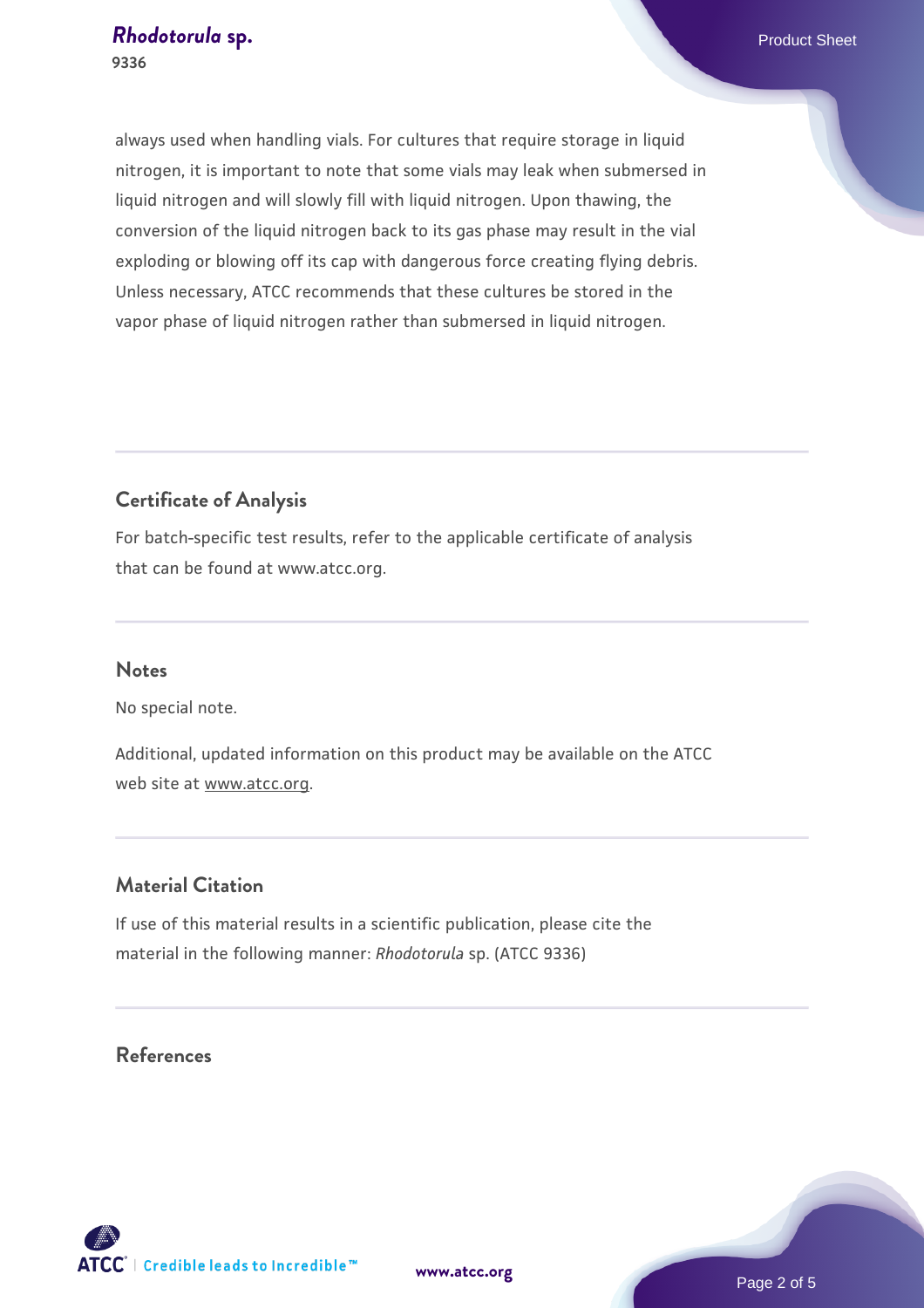always used when handling vials. For cultures that require storage in liquid nitrogen, it is important to note that some vials may leak when submersed in liquid nitrogen and will slowly fill with liquid nitrogen. Upon thawing, the conversion of the liquid nitrogen back to its gas phase may result in the vial exploding or blowing off its cap with dangerous force creating flying debris. Unless necessary, ATCC recommends that these cultures be stored in the vapor phase of liquid nitrogen rather than submersed in liquid nitrogen.

## Certificate of Analysis

For batch-specific test results, refer to the applicable certificate of analysis that can be found at www.atcc.org.

## Notes

No special note.

Additional, updated information on this product may be available on the ATCC web site at www.atcc.org.

## Material Citation

If use of this material results in a scientific publication, please cite the material in the following manner: *Rhodotorula* sp. (ATCC 9336)

## References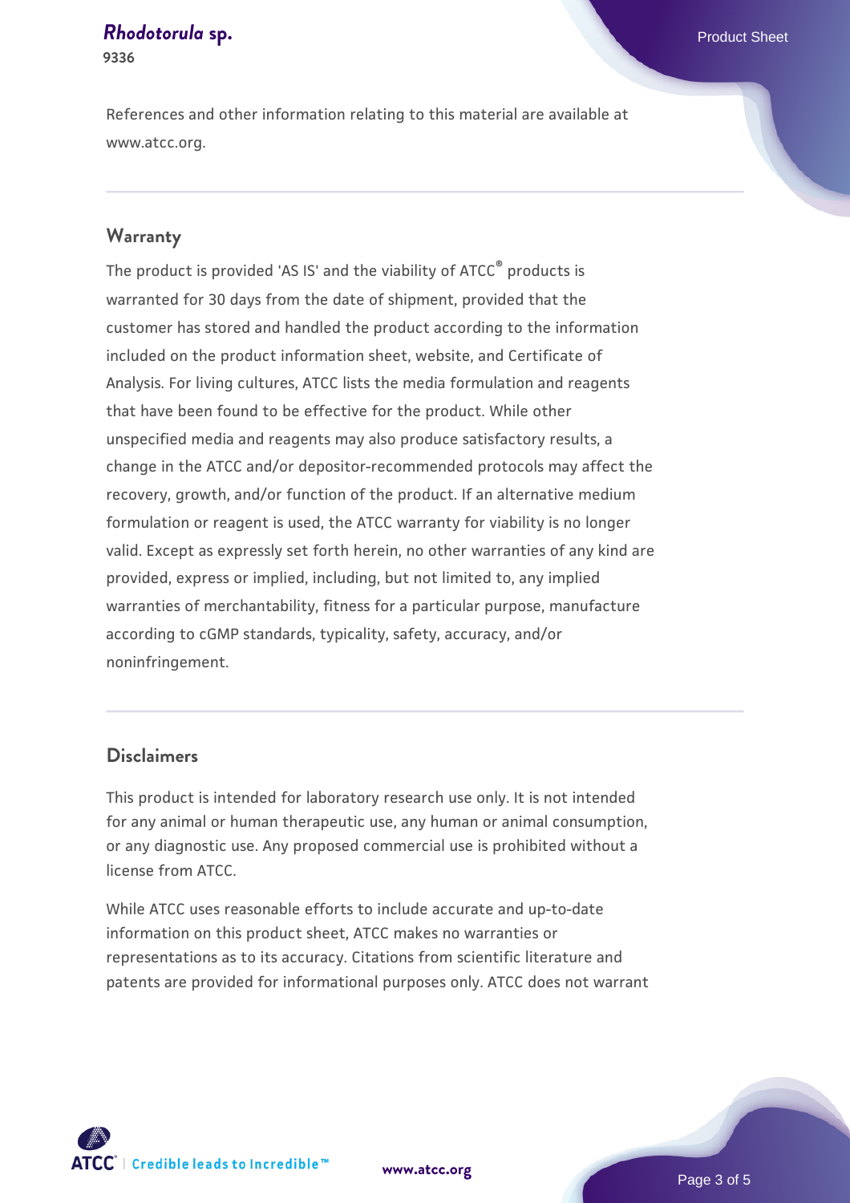References and other information relating to this material are available at www.atcc.org.

## Warranty

The product is provided 'AS IS' and the viability of ATCC® products is warranted for 30 days from the date of shipment, provided that the customer has stored and handled the product according to the information included on the product information sheet, website, and Certificate of Analysis. For living cultures, ATCC lists the media formulation and reagents that have been found to be effective for the product. While other unspecified media and reagents may also produce satisfactory results, a change in the ATCC and/or depositor-recommended protocols may affect the recovery, growth, and/or function of the product. If an alternative medium formulation or reagent is used, the ATCC warranty for viability is no longer valid. Except as expressly set forth herein, no other warranties of any kind are provided, express or implied, including, but not limited to, any implied warranties of merchantability, fitness for a particular purpose, manufacture according to cGMP standards, typicality, safety, accuracy, and/or noninfringement.

## Disclaimers

This product is intended for laboratory research use only. It is not intended for any animal or human therapeutic use, any human or animal consumption, or any diagnostic use. Any proposed commercial use is prohibited without a license from ATCC.

While ATCC uses reasonable efforts to include accurate and up-to-date information on this product sheet, ATCC makes no warranties or representations as to its accuracy. Citations from scientific literature and patents are provided for informational purposes only. ATCC does not warrant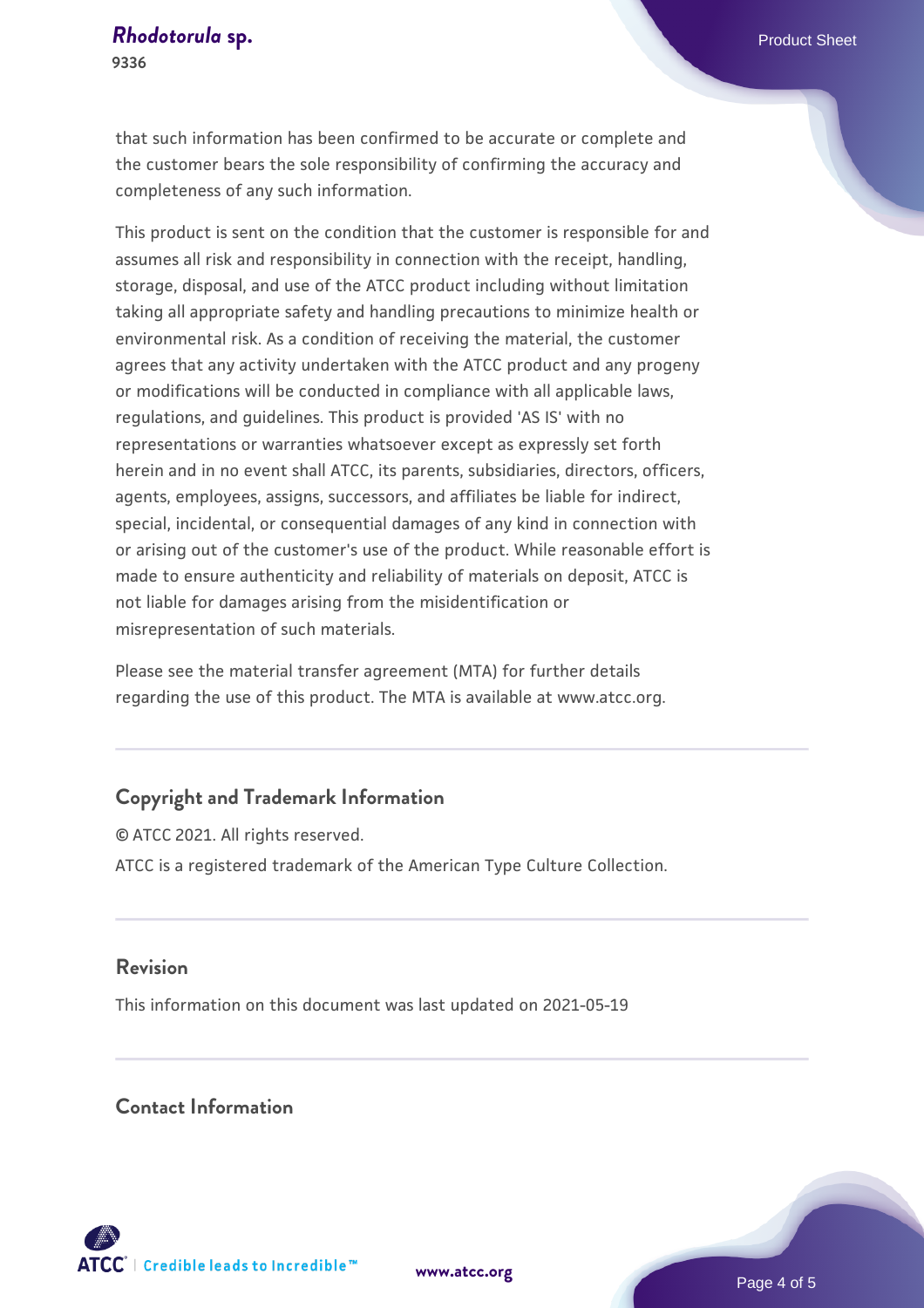that such information has been confirmed to be accurate or complete and the customer bears the sole responsibility of confirming the accuracy and completeness of any such information.

This product is sent on the condition that the customer is responsible for and assumes all risk and responsibility in connection with the receipt, handling, storage, disposal, and use of the ATCC product including without limitation taking all appropriate safety and handling precautions to minimize health or environmental risk. As a condition of receiving the material, the customer agrees that any activity undertaken with the ATCC product and any progeny or modifications will be conducted in compliance with all applicable laws, regulations, and guidelines. This product is provided 'AS IS' with no representations or warranties whatsoever except as expressly set forth herein and in no event shall ATCC, its parents, subsidiaries, directors, officers, agents, employees, assigns, successors, and affiliates be liable for indirect, special, incidental, or consequential damages of any kind in connection with or arising out of the customer's use of the product. While reasonable effort is made to ensure authenticity and reliability of materials on deposit, ATCC is not liable for damages arising from the misidentification or misrepresentation of such materials.

Please see the material transfer agreement (MTA) for further details regarding the use of this product. The MTA is available at www.atcc.org.

## Copyright and Trademark Information

© ATCC 2021. All rights reserved.

ATCC is a registered trademark of the American Type Culture Collection.

## Revision

This information on this document was last updated on 2021-05-19

## Contact Information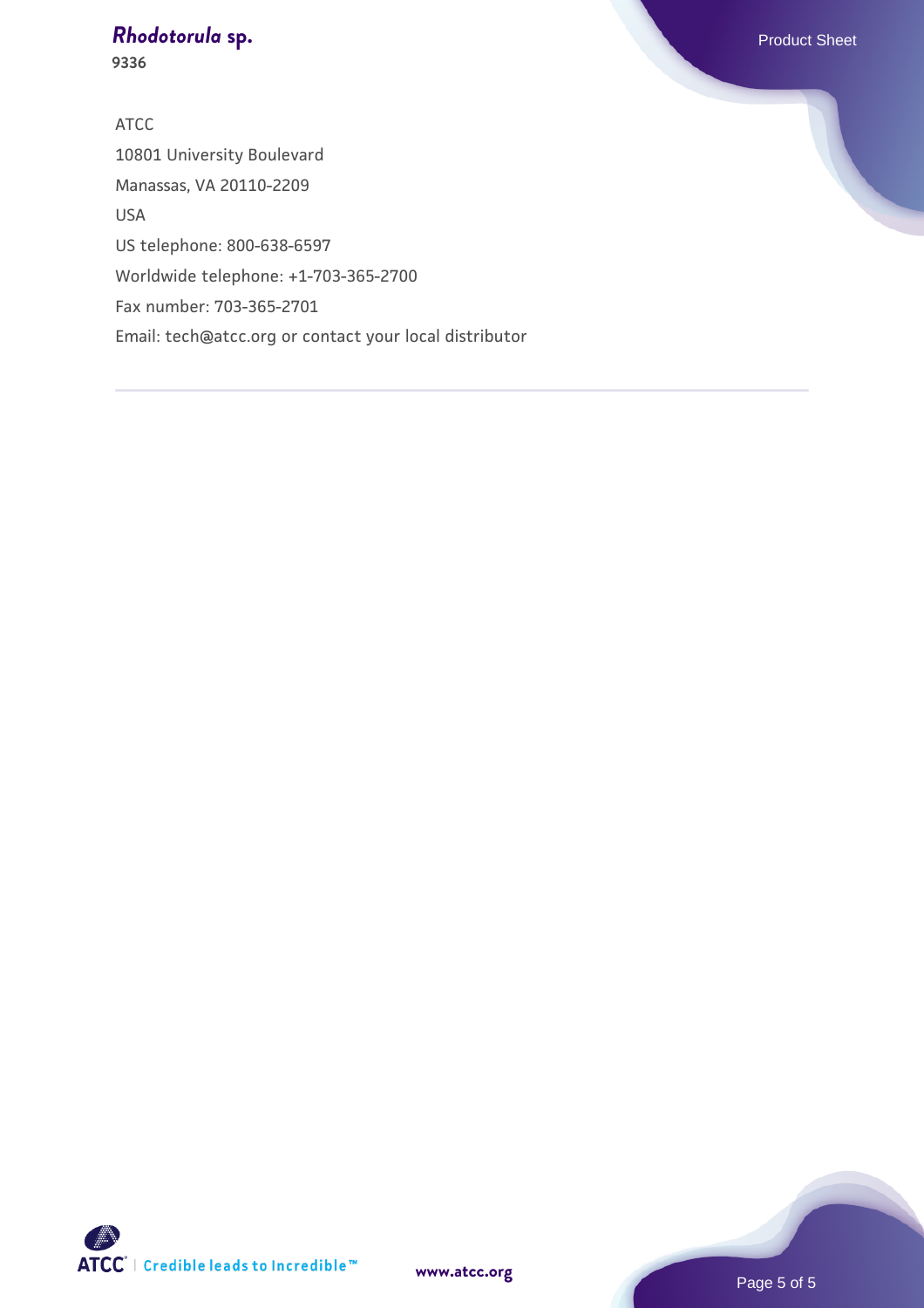ATCC

10801 University Boulevard

Manassas, VA 20110-2209

USA

US telephone: 800-638-6597

Worldwide telephone: +1-703-365-2700

Fax number: 703-365-2701

Email: tech@atcc.org or contact your local distributor